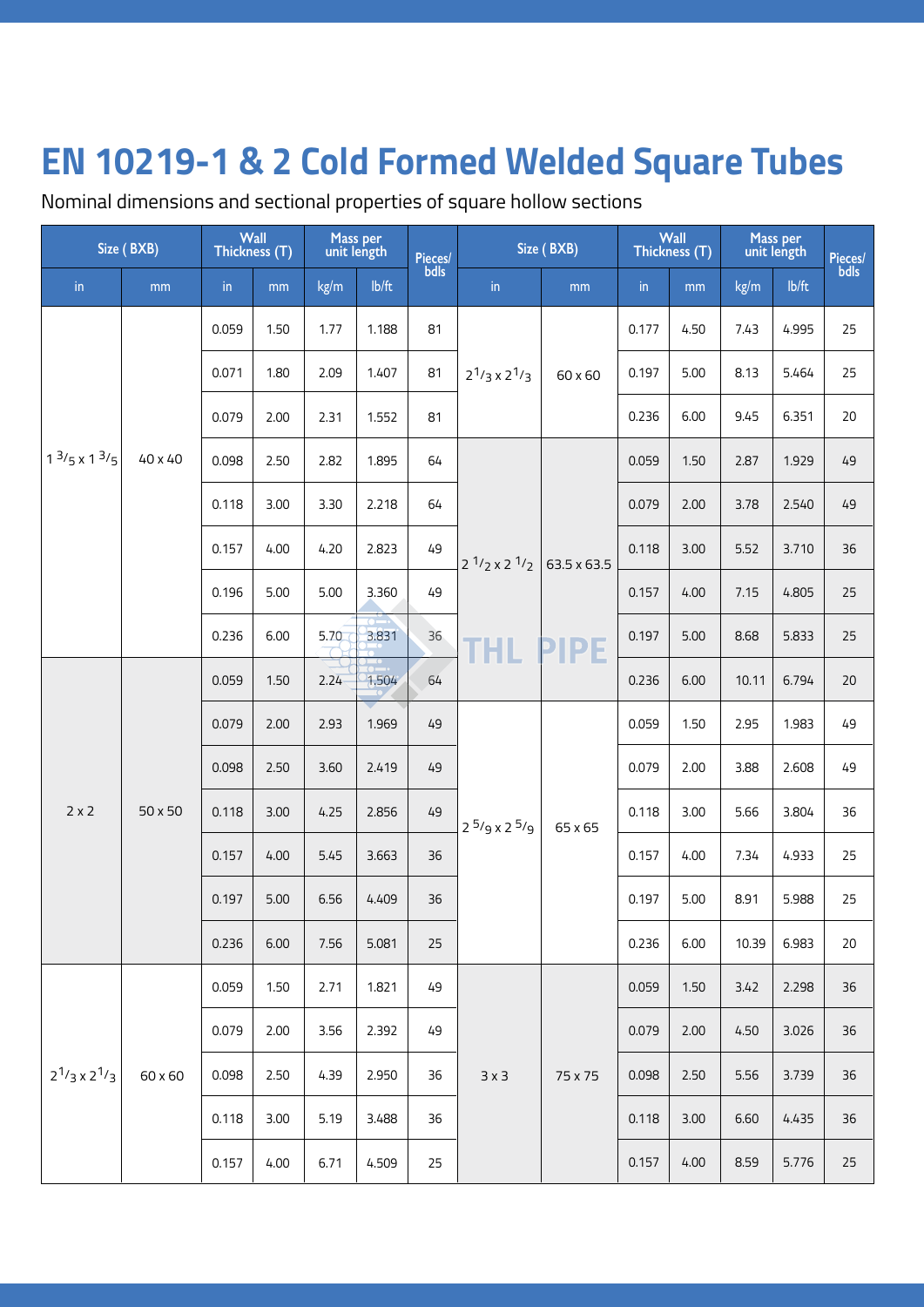# EN 10219-1 & 2 Cold Formed Welded Square Tubes

Nominal dimensions and sectional properties of square hollow sections

| Size ( BXB) | | Wall Thickness (T) | | Mass per unit length | | Pieces/ bdls | Size ( BXB) | | Wall Thickness (T) | | Mass per unit length | | Pieces/ bdls |
|---|---|---|---|---|---|---|---|---|---|---|---|---|---|
| in | mm | in | mm | kg/m | lb/ft | | in | mm | in | mm | kg/m | lb/ft | |
| $1\,^{3}/_{5} \times 1\,^{3}/_{5}$ | 40 x 40 | 0.059 | 1.50 | 1.77 | 1.188 | 81 | $2^{1}/_{3} \times 2^{1}/_{3}$ | 60 x 60 | 0.177 | 4.50 | 7.43 | 4.995 | 25 |
| | | 0.071 | 1.80 | 2.09 | 1.407 | 81 | | | 0.197 | 5.00 | 8.13 | 5.464 | 25 |
| | | 0.079 | 2.00 | 2.31 | 1.552 | 81 | | | 0.236 | 6.00 | 9.45 | 6.351 | 20 |
| | | 0.098 | 2.50 | 2.82 | 1.895 | 64 | $2\,^{1}/_{2} \times 2\,^{1}/_{2}$ | 63.5 x 63.5 | 0.059 | 1.50 | 2.87 | 1.929 | 49 |
| | | 0.118 | 3.00 | 3.30 | 2.218 | 64 | | | 0.079 | 2.00 | 3.78 | 2.540 | 49 |
| | | 0.157 | 4.00 | 4.20 | 2.823 | 49 | | | 0.118 | 3.00 | 5.52 | 3.710 | 36 |
| | | 0.196 | 5.00 | 5.00 | 3.360 | 49 | | | 0.157 | 4.00 | 7.15 | 4.805 | 25 |
| | | 0.236 | 6.00 | 5.70 | 3.831 | 36 | | | 0.197 | 5.00 | 8.68 | 5.833 | 25 |
| 2 x 2 | 50 x 50 | 0.059 | 1.50 | 2.24 | 1.504 | 64 | | | 0.236 | 6.00 | 10.11 | 6.794 | 20 |
| | | 0.079 | 2.00 | 2.93 | 1.969 | 49 | $2\,^{5}/_{9} \times 2\,^{5}/_{9}$ | 65 x 65 | 0.059 | 1.50 | 2.95 | 1.983 | 49 |
| | | 0.098 | 2.50 | 3.60 | 2.419 | 49 | | | 0.079 | 2.00 | 3.88 | 2.608 | 49 |
| | | 0.118 | 3.00 | 4.25 | 2.856 | 49 | | | 0.118 | 3.00 | 5.66 | 3.804 | 36 |
| | | 0.157 | 4.00 | 5.45 | 3.663 | 36 | | | 0.157 | 4.00 | 7.34 | 4.933 | 25 |
| | | 0.197 | 5.00 | 6.56 | 4.409 | 36 | | | 0.197 | 5.00 | 8.91 | 5.988 | 25 |
| | | 0.236 | 6.00 | 7.56 | 5.081 | 25 | | | 0.236 | 6.00 | 10.39 | 6.983 | 20 |
| $2^{1}/_{3} \times 2^{1}/_{3}$ | 60 x 60 | 0.059 | 1.50 | 2.71 | 1.821 | 49 | 3 x 3 | 75 x 75 | 0.059 | 1.50 | 3.42 | 2.298 | 36 |
| | | 0.079 | 2.00 | 3.56 | 2.392 | 49 | | | 0.079 | 2.00 | 4.50 | 3.026 | 36 |
| | | 0.098 | 2.50 | 4.39 | 2.950 | 36 | | | 0.098 | 2.50 | 5.56 | 3.739 | 36 |
| | | 0.118 | 3.00 | 5.19 | 3.488 | 36 | | | 0.118 | 3.00 | 6.60 | 4.435 | 36 |
| | | 0.157 | 4.00 | 6.71 | 4.509 | 25 | | | 0.157 | 4.00 | 8.59 | 5.776 | 25 |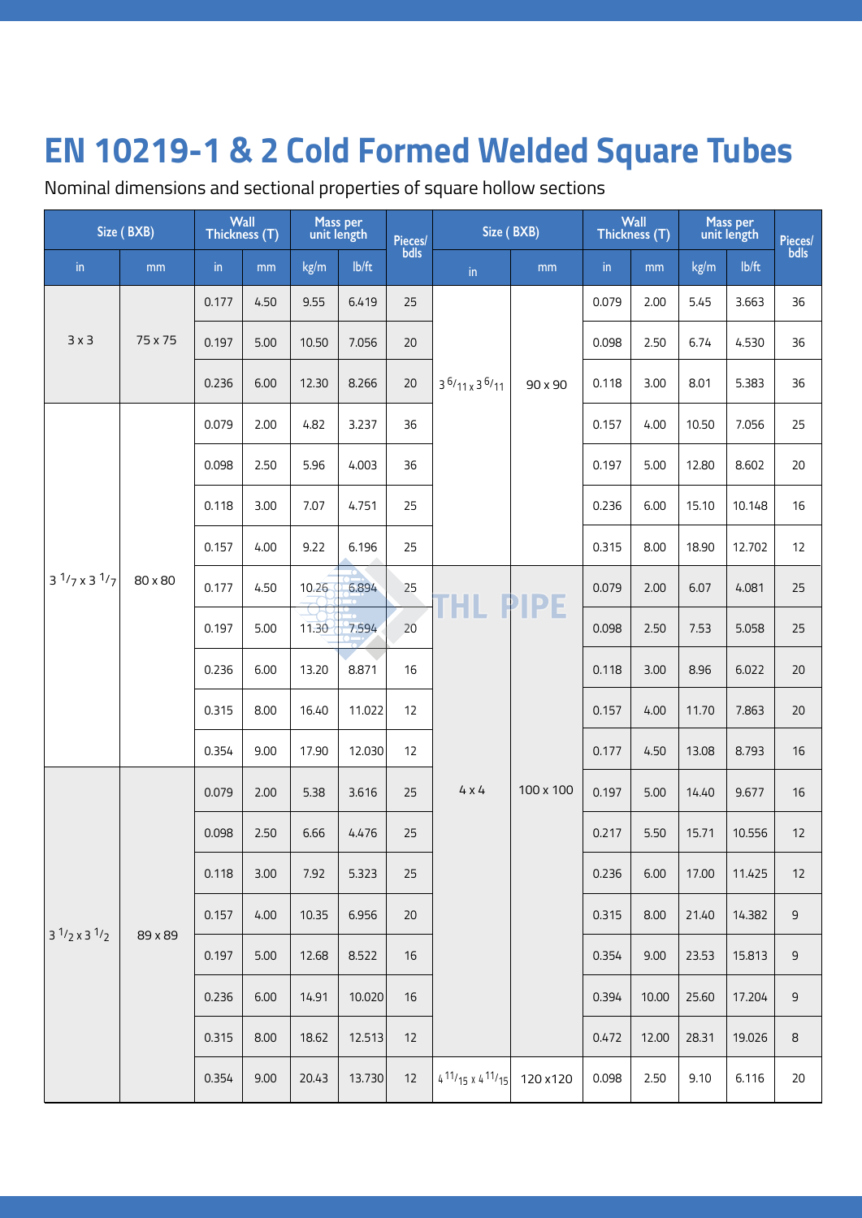# EN 10219-1 & 2 Cold Formed Welded Square Tubes

Nominal dimensions and sectional properties of square hollow sections

| Size ( BXB) | | Wall Thickness (T) | | Mass per unit length | | Pieces/ bdls | Size ( BXB) | | Wall Thickness (T) | | Mass per unit length | | Pieces/ bdls |
|---|---|---|---|---|---|---|---|---|---|---|---|---|---|
| in | mm | in | mm | kg/m | lb/ft | | in | mm | in | mm | kg/m | lb/ft | |
| 3 x 3 | 75 x 75 | 0.177 | 4.50 | 9.55 | 6.419 | 25 | 3 6/11 x 3 6/11 | 90 x 90 | 0.079 | 2.00 | 5.45 | 3.663 | 36 |
| | | 0.197 | 5.00 | 10.50 | 7.056 | 20 | | | 0.098 | 2.50 | 6.74 | 4.530 | 36 |
| | | 0.236 | 6.00 | 12.30 | 8.266 | 20 | | | 0.118 | 3.00 | 8.01 | 5.383 | 36 |
| 3 1/7 x 3 1/7 | 80 x 80 | 0.079 | 2.00 | 4.82 | 3.237 | 36 | | | 0.157 | 4.00 | 10.50 | 7.056 | 25 |
| | | 0.098 | 2.50 | 5.96 | 4.003 | 36 | | | 0.197 | 5.00 | 12.80 | 8.602 | 20 |
| | | 0.118 | 3.00 | 7.07 | 4.751 | 25 | | | 0.236 | 6.00 | 15.10 | 10.148 | 16 |
| | | 0.157 | 4.00 | 9.22 | 6.196 | 25 | | | 0.315 | 8.00 | 18.90 | 12.702 | 12 |
| | | 0.177 | 4.50 | 10.26 | 6.894 | 25 | 4 x 4 | 100 x 100 | 0.079 | 2.00 | 6.07 | 4.081 | 25 |
| | | 0.197 | 5.00 | 11.30 | 7.594 | 20 | | | 0.098 | 2.50 | 7.53 | 5.058 | 25 |
| | | 0.236 | 6.00 | 13.20 | 8.871 | 16 | | | 0.118 | 3.00 | 8.96 | 6.022 | 20 |
| | | 0.315 | 8.00 | 16.40 | 11.022 | 12 | | | 0.157 | 4.00 | 11.70 | 7.863 | 20 |
| | | 0.354 | 9.00 | 17.90 | 12.030 | 12 | | | 0.177 | 4.50 | 13.08 | 8.793 | 16 |
| 3 1/2 x 3 1/2 | 89 x 89 | 0.079 | 2.00 | 5.38 | 3.616 | 25 | | | 0.197 | 5.00 | 14.40 | 9.677 | 16 |
| | | 0.098 | 2.50 | 6.66 | 4.476 | 25 | | | 0.217 | 5.50 | 15.71 | 10.556 | 12 |
| | | 0.118 | 3.00 | 7.92 | 5.323 | 25 | | | 0.236 | 6.00 | 17.00 | 11.425 | 12 |
| | | 0.157 | 4.00 | 10.35 | 6.956 | 20 | | | 0.315 | 8.00 | 21.40 | 14.382 | 9 |
| | | 0.197 | 5.00 | 12.68 | 8.522 | 16 | | | 0.354 | 9.00 | 23.53 | 15.813 | 9 |
| | | 0.236 | 6.00 | 14.91 | 10.020 | 16 | | | 0.394 | 10.00 | 25.60 | 17.204 | 9 |
| | | 0.315 | 8.00 | 18.62 | 12.513 | 12 | | | 0.472 | 12.00 | 28.31 | 19.026 | 8 |
| | | 0.354 | 9.00 | 20.43 | 13.730 | 12 | 4 11/15 x 4 11/15 | 120 x120 | 0.098 | 2.50 | 9.10 | 6.116 | 20 |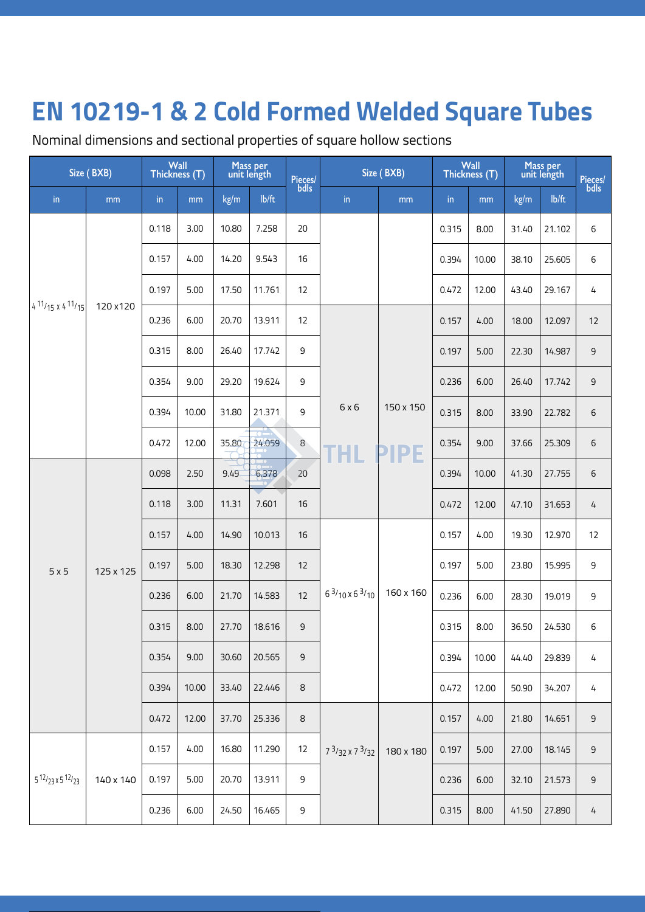# EN 10219-1 & 2 Cold Formed Welded Square Tubes

Nominal dimensions and sectional properties of square hollow sections

| Size ( BXB) | | Wall Thickness (T) | | Mass per unit length | | Pieces/ bdls | Size ( BXB) | | Wall Thickness (T) | | Mass per unit length | | Pieces/ bdls |
|---|---|---|---|---|---|---|---|---|---|---|---|---|---|
| in | mm | in | mm | kg/m | lb/ft | | in | mm | in | mm | kg/m | lb/ft | |
| 4 11/15 x 4 11/15 | 120 x 120 | 0.118 | 3.00 | 10.80 | 7.258 | 20 | | | 0.315 | 8.00 | 31.40 | 21.102 | 6 |
| | | 0.157 | 4.00 | 14.20 | 9.543 | 16 | | | 0.394 | 10.00 | 38.10 | 25.605 | 6 |
| | | 0.197 | 5.00 | 17.50 | 11.761 | 12 | | | 0.472 | 12.00 | 43.40 | 29.167 | 4 |
| | | 0.236 | 6.00 | 20.70 | 13.911 | 12 | 6 x 6 | 150 x 150 | 0.157 | 4.00 | 18.00 | 12.097 | 12 |
| | | 0.315 | 8.00 | 26.40 | 17.742 | 9 | | | 0.197 | 5.00 | 22.30 | 14.987 | 9 |
| | | 0.354 | 9.00 | 29.20 | 19.624 | 9 | | | 0.236 | 6.00 | 26.40 | 17.742 | 9 |
| | | 0.394 | 10.00 | 31.80 | 21.371 | 9 | | | 0.315 | 8.00 | 33.90 | 22.782 | 6 |
| | | 0.472 | 12.00 | 35.80 | 24.059 | 8 | | | 0.354 | 9.00 | 37.66 | 25.309 | 6 |
| 5 x 5 | 125 x 125 | 0.098 | 2.50 | 9.49 | 6.378 | 20 | | | 0.394 | 10.00 | 41.30 | 27.755 | 6 |
| | | 0.118 | 3.00 | 11.31 | 7.601 | 16 | | | 0.472 | 12.00 | 47.10 | 31.653 | 4 |
| | | 0.157 | 4.00 | 14.90 | 10.013 | 16 | 6 3/10 x 6 3/10 | 160 x 160 | 0.157 | 4.00 | 19.30 | 12.970 | 12 |
| | | 0.197 | 5.00 | 18.30 | 12.298 | 12 | | | 0.197 | 5.00 | 23.80 | 15.995 | 9 |
| | | 0.236 | 6.00 | 21.70 | 14.583 | 12 | | | 0.236 | 6.00 | 28.30 | 19.019 | 9 |
| | | 0.315 | 8.00 | 27.70 | 18.616 | 9 | | | 0.315 | 8.00 | 36.50 | 24.530 | 6 |
| | | 0.354 | 9.00 | 30.60 | 20.565 | 9 | | | 0.394 | 10.00 | 44.40 | 29.839 | 4 |
| | | 0.394 | 10.00 | 33.40 | 22.446 | 8 | | | 0.472 | 12.00 | 50.90 | 34.207 | 4 |
| | | 0.472 | 12.00 | 37.70 | 25.336 | 8 | 7 3/32 x 7 3/32 | 180 x 180 | 0.157 | 4.00 | 21.80 | 14.651 | 9 |
| 5 12/23 x 5 12/23 | 140 x 140 | 0.157 | 4.00 | 16.80 | 11.290 | 12 | | | 0.197 | 5.00 | 27.00 | 18.145 | 9 |
| | | 0.197 | 5.00 | 20.70 | 13.911 | 9 | | | 0.236 | 6.00 | 32.10 | 21.573 | 9 |
| | | 0.236 | 6.00 | 24.50 | 16.465 | 9 | | | 0.315 | 8.00 | 41.50 | 27.890 | 4 |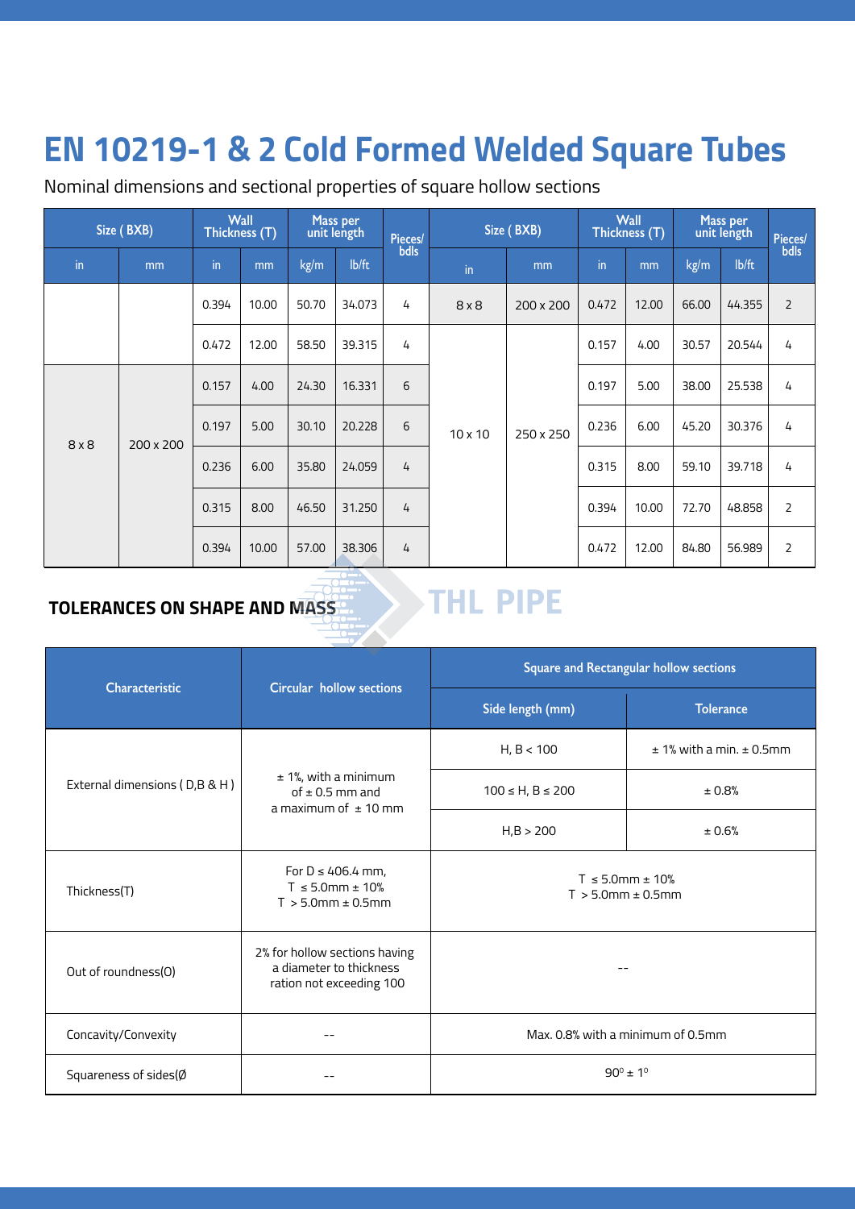# EN 10219-1 & 2 Cold Formed Welded Square Tubes

Nominal dimensions and sectional properties of square hollow sections

| Size ( BXB) | | Wall Thickness (T) | | Mass per unit length | | Pieces/ bdls | Size ( BXB) | | Wall Thickness (T) | | Mass per unit length | | Pieces/ bdls |
|---|---|---|---|---|---|---|---|---|---|---|---|---|---|
| in | mm | in | mm | kg/m | lb/ft | | in | mm | in | mm | kg/m | lb/ft | |
| | | 0.394 | 10.00 | 50.70 | 34.073 | 4 | 8 x 8 | 200 x 200 | 0.472 | 12.00 | 66.00 | 44.355 | 2 |
| | | 0.472 | 12.00 | 58.50 | 39.315 | 4 | 10 x 10 | 250 x 250 | 0.157 | 4.00 | 30.57 | 20.544 | 4 |
| 8 x 8 | 200 x 200 | 0.157 | 4.00 | 24.30 | 16.331 | 6 | | | 0.197 | 5.00 | 38.00 | 25.538 | 4 |
| | | 0.197 | 5.00 | 30.10 | 20.228 | 6 | | | 0.236 | 6.00 | 45.20 | 30.376 | 4 |
| | | 0.236 | 6.00 | 35.80 | 24.059 | 4 | | | 0.315 | 8.00 | 59.10 | 39.718 | 4 |
| | | 0.315 | 8.00 | 46.50 | 31.250 | 4 | | | 0.394 | 10.00 | 72.70 | 48.858 | 2 |
| | | 0.394 | 10.00 | 57.00 | 38.306 | 4 | | | 0.472 | 12.00 | 84.80 | 56.989 | 2 |

## TOLERANCES ON SHAPE AND MASS

| Characteristic | Circular hollow sections | Square and Rectangular hollow sections | |
|---|---|---|---|
| | | Side length (mm) | Tolerance |
| External dimensions ( D,B & H ) | ± 1%, with a minimum of ± 0.5 mm and a maximum of ± 10 mm | H, B < 100 | ± 1% with a min. ± 0.5mm |
| | | 100 ≤ H, B ≤ 200 | ± 0.8% |
| | | H,B > 200 | ± 0.6% |
| Thickness(T) | For D ≤ 406.4 mm, T ≤ 5.0mm ± 10% T > 5.0mm ± 0.5mm | T ≤ 5.0mm ± 10% T > 5.0mm ± 0.5mm | |
| Out of roundness(O) | 2% for hollow sections having a diameter to thickness ration not exceeding 100 | -- | |
| Concavity/Convexity | -- | Max. 0.8% with a minimum of 0.5mm | |
| Squareness of sides(Ø | -- | $90^{0} \pm 1^{0}$ | |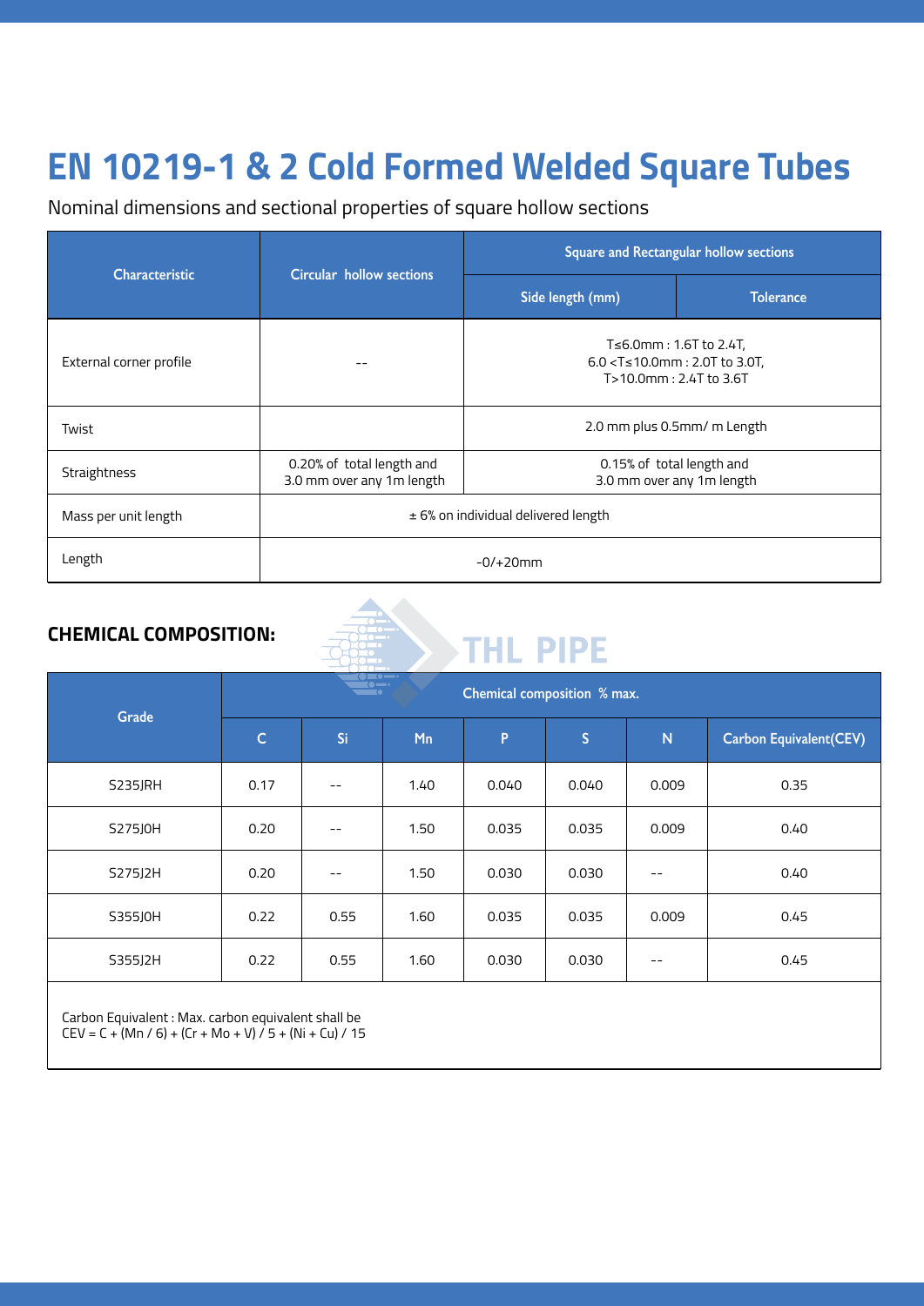# EN 10219-1 & 2 Cold Formed Welded Square Tubes

Nominal dimensions and sectional properties of square hollow sections

| Characteristic | Circular hollow sections | Square and Rectangular hollow sections | |
|---|---|---|---|
| | | Side length (mm) | Tolerance |
| External corner profile | -- | T≤6.0mm : 1.6T to 2.4T,<br>6.0 <T≤10.0mm : 2.0T to 3.0T,<br>T>10.0mm : 2.4T to 3.6T | |
| Twist | | 2.0 mm plus 0.5mm/ m Length | |
| Straightness | 0.20% of total length and 3.0 mm over any 1m length | 0.15% of total length and 3.0 mm over any 1m length | |
| Mass per unit length | ± 6% on individual delivered length | | |
| Length | -0/+20mm | | |

## CHEMICAL COMPOSITION:

| Grade | Chemical composition % max. | | | | | | |
|---|---|---|---|---|---|---|---|
| | C | Si | Mn | P | S | N | Carbon Equivalent(CEV) |
| S235JRH | 0.17 | -- | 1.40 | 0.040 | 0.040 | 0.009 | 0.35 |
| S275J0H | 0.20 | -- | 1.50 | 0.035 | 0.035 | 0.009 | 0.40 |
| S275J2H | 0.20 | -- | 1.50 | 0.030 | 0.030 | -- | 0.40 |
| S355J0H | 0.22 | 0.55 | 1.60 | 0.035 | 0.035 | 0.009 | 0.45 |
| S355J2H | 0.22 | 0.55 | 1.60 | 0.030 | 0.030 | -- | 0.45 |

Carbon Equivalent : Max. carbon equivalent shall be
CEV = C + (Mn / 6) + (Cr + Mo + V) / 5 + (Ni + Cu) / 15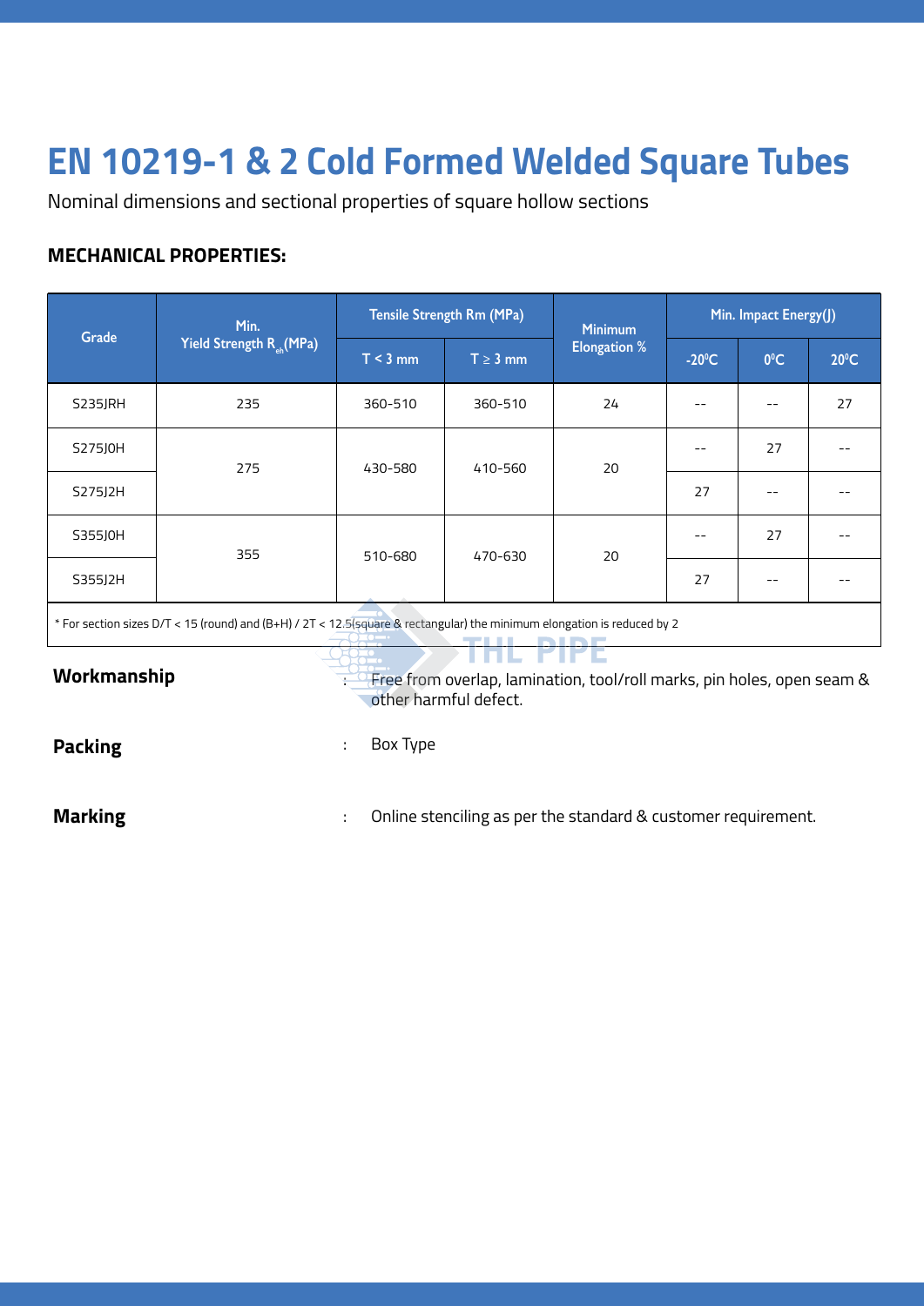# EN 10219-1 & 2 Cold Formed Welded Square Tubes

Nominal dimensions and sectional properties of square hollow sections

### MECHANICAL PROPERTIES:

| Grade | Min. Yield Strength $R_{eh}$(MPa) | Tensile Strength Rm (MPa) | | Minimum Elongation % | Min. Impact Energy(J) | | |
|---|---|---|---|---|---|---|---|
| | | T < 3 mm | T ≥ 3 mm | | -20⁰C | 0⁰C | 20⁰C |
| S235JRH | 235 | 360-510 | 360-510 | 24 | -- | -- | 27 |
| S275J0H | 275 | 430-580 | 410-560 | 20 | -- | 27 | -- |
| S275J2H | | | | | 27 | -- | -- |
| S355J0H | 355 | 510-680 | 470-630 | 20 | -- | 27 | -- |
| S355J2H | | | | | 27 | -- | -- |

* For section sizes D/T < 15 (round) and (B+H) / 2T < 12.5(square & rectangular) the minimum elongation is reduced by 2

**Workmanship** : Free from overlap, lamination, tool/roll marks, pin holes, open seam & other harmful defect.

**Packing** : Box Type

**Marking** : Online stenciling as per the standard & customer requirement.